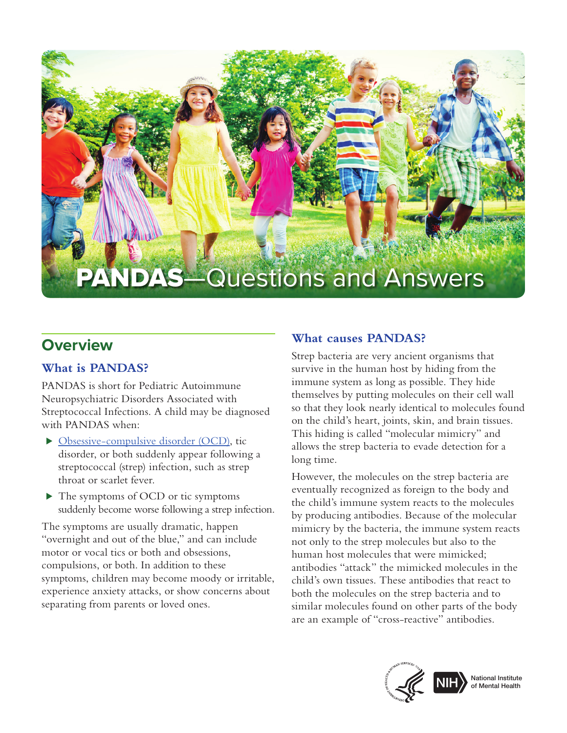# PANDAS—Questions and Answers

## Overview

### What is PANDAS?

PANDAS is short for Pediatric Autoimmune Neuropsychiatric Disorders Associated with Streptococcal Infections. A child may be diagnosed with PANDAS when:

- Obsessive-compulsive disorder (OCD), tic disorder, or both suddenly appear following a streptococcal (strep) infection, such as strep throat or scarlet fever.
- The symptoms of OCD or tic symptoms suddenly become worse following a strep infection.

The symptoms are usually dramatic, happen "overnight and out of the blue," and can include motor or vocal tics or both and obsessions, compulsions, or both. In addition to these symptoms, children may become moody or irritable, experience anxiety attacks, or show concerns about separating from parents or loved ones.

### What causes PANDAS?

Strep bacteria are very ancient organisms that survive in the human host by hiding from the immune system as long as possible. They hide themselves by putting molecules on their cell wall so that they look nearly identical to molecules found on the child's heart, joints, skin, and brain tissues. This hiding is called "molecular mimicry" and allows the strep bacteria to evade detection for a long time.

However, the molecules on the strep bacteria are eventually recognized as foreign to the body and the child's immune system reacts to the molecules by producing antibodies. Because of the molecular mimicry by the bacteria, the immune system reacts not only to the strep molecules but also to the human host molecules that were mimicked; antibodies "attack" the mimicked molecules in the child's own tissues. These antibodies that react to both the molecules on the strep bacteria and to similar molecules found on other parts of the body are an example of "cross-reactive" antibodies.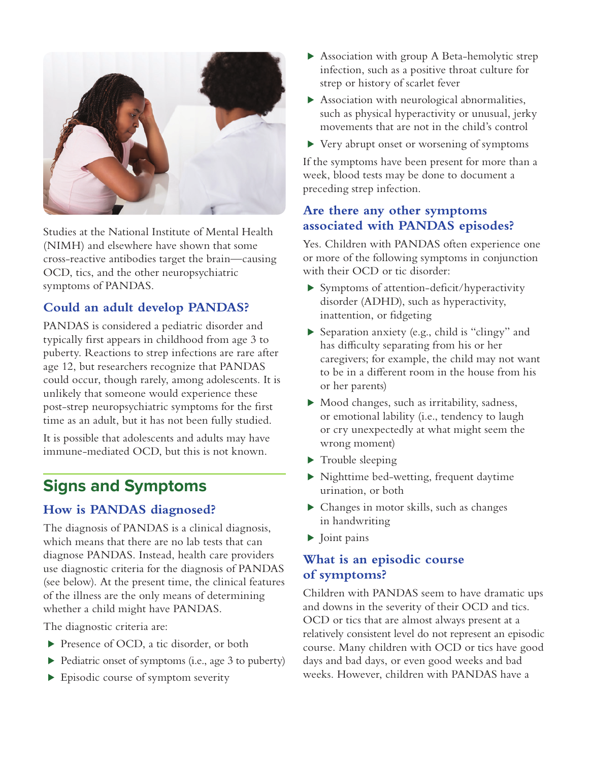Studies at the National Institute of Mental Health (NIMH) and elsewhere have shown that some cross-reactive antibodies target the brain—causing OCD, tics, and the other neuropsychiatric symptoms of PANDAS.

### Could an adult develop PANDAS?

PANDAS is considered a pediatric disorder and typically first appears in childhood from age 3 to puberty. Reactions to strep infections are rare after age 12, but researchers recognize that PANDAS could occur, though rarely, among adolescents. It is unlikely that someone would experience these post-strep neuropsychiatric symptoms for the first time as an adult, but it has not been fully studied.

It is possible that adolescents and adults may have immune-mediated OCD, but this is not known.

## Signs and Symptoms

### How is PANDAS diagnosed?

The diagnosis of PANDAS is a clinical diagnosis, which means that there are no lab tests that can diagnose PANDAS. Instead, health care providers use diagnostic criteria for the diagnosis of PANDAS (see below). At the present time, the clinical features of the illness are the only means of determining whether a child might have PANDAS.

The diagnostic criteria are:

- Presence of OCD, a tic disorder, or both
- Pediatric onset of symptoms (i.e., age 3 to puberty)
- Episodic course of symptom severity
- Association with group A Beta-hemolytic strep infection, such as a positive throat culture for strep or history of scarlet fever
- Association with neurological abnormalities, such as physical hyperactivity or unusual, jerky movements that are not in the child's control
- Very abrupt onset or worsening of symptoms

If the symptoms have been present for more than a week, blood tests may be done to document a preceding strep infection.

### Are there any other symptoms associated with PANDAS episodes?

Yes. Children with PANDAS often experience one or more of the following symptoms in conjunction with their OCD or tic disorder:

- Symptoms of attention-deficit/hyperactivity disorder (ADHD), such as hyperactivity, inattention, or fidgeting
- Separation anxiety (e.g., child is "clingy" and has difficulty separating from his or her caregivers; for example, the child may not want to be in a different room in the house from his or her parents)
- Mood changes, such as irritability, sadness, or emotional lability (i.e., tendency to laugh or cry unexpectedly at what might seem the wrong moment)
- Trouble sleeping
- Nighttime bed-wetting, frequent daytime urination, or both
- Changes in motor skills, such as changes in handwriting
- Joint pains

### What is an episodic course of symptoms?

Children with PANDAS seem to have dramatic ups and downs in the severity of their OCD and tics. OCD or tics that are almost always present at a relatively consistent level do not represent an episodic course. Many children with OCD or tics have good days and bad days, or even good weeks and bad weeks. However, children with PANDAS have a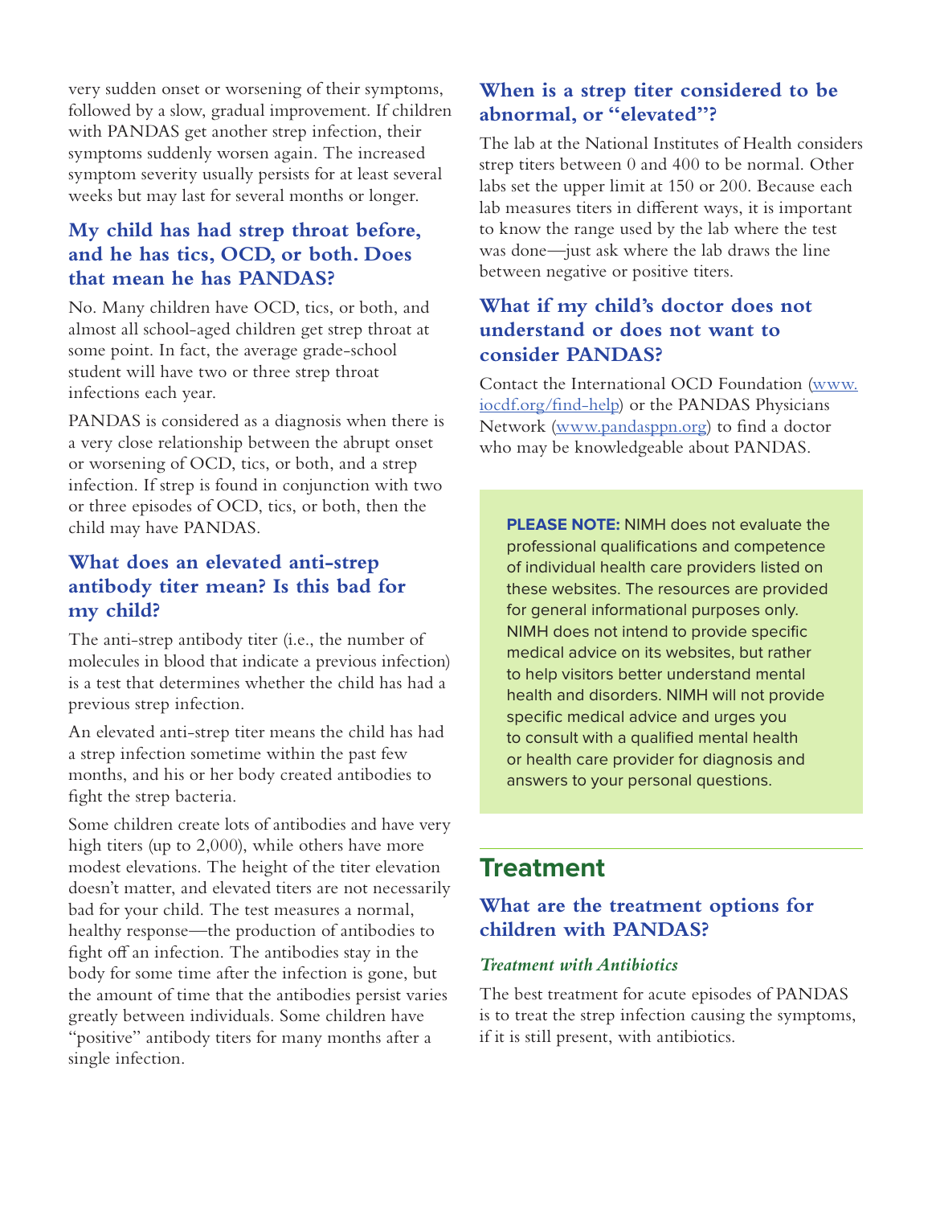very sudden onset or worsening of their symptoms, followed by a slow, gradual improvement. If children with PANDAS get another strep infection, their symptoms suddenly worsen again. The increased symptom severity usually persists for at least several weeks but may last for several months or longer.

### My child has had strep throat before, and he has tics, OCD, or both. Does that mean he has PANDAS?

No. Many children have OCD, tics, or both, and almost all school-aged children get strep throat at some point. In fact, the average grade-school student will have two or three strep throat infections each year.

PANDAS is considered as a diagnosis when there is a very close relationship between the abrupt onset or worsening of OCD, tics, or both, and a strep infection. If strep is found in conjunction with two or three episodes of OCD, tics, or both, then the child may have PANDAS.

### What does an elevated anti-strep antibody titer mean? Is this bad for my child?

The anti-strep antibody titer (i.e., the number of molecules in blood that indicate a previous infection) is a test that determines whether the child has had a previous strep infection.

An elevated anti-strep titer means the child has had a strep infection sometime within the past few months, and his or her body created antibodies to fight the strep bacteria.

Some children create lots of antibodies and have very high titers (up to 2,000), while others have more modest elevations. The height of the titer elevation doesn't matter, and elevated titers are not necessarily bad for your child. The test measures a normal, healthy response—the production of antibodies to fight off an infection. The antibodies stay in the body for some time after the infection is gone, but the amount of time that the antibodies persist varies greatly between individuals. Some children have "positive" antibody titers for many months after a single infection.

### When is a strep titer considered to be abnormal, or "elevated"?

The lab at the National Institutes of Health considers strep titers between 0 and 400 to be normal. Other labs set the upper limit at 150 or 200. Because each lab measures titers in different ways, it is important to know the range used by the lab where the test was done—just ask where the lab draws the line between negative or positive titers.

### What if my child's doctor does not understand or does not want to consider PANDAS?

Contact the International OCD Foundation (www.iocdf.org/find-help) or the PANDAS Physicians Network (www.pandasppn.org) to find a doctor who may be knowledgeable about PANDAS.

**PLEASE NOTE:** NIMH does not evaluate the professional qualifications and competence of individual health care providers listed on these websites. The resources are provided for general informational purposes only. NIMH does not intend to provide specific medical advice on its websites, but rather to help visitors better understand mental health and disorders. NIMH will not provide specific medical advice and urges you to consult with a qualified mental health or health care provider for diagnosis and answers to your personal questions.

## Treatment

### What are the treatment options for children with PANDAS?

#### *Treatment with Antibiotics*

The best treatment for acute episodes of PANDAS is to treat the strep infection causing the symptoms, if it is still present, with antibiotics.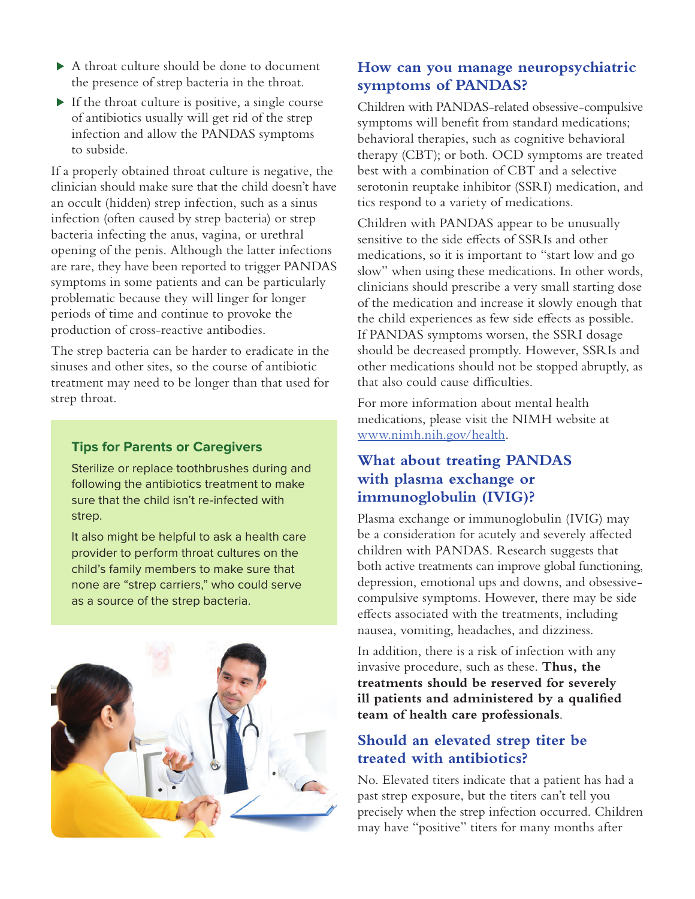- A throat culture should be done to document the presence of strep bacteria in the throat.
- If the throat culture is positive, a single course of antibiotics usually will get rid of the strep infection and allow the PANDAS symptoms to subside.

If a properly obtained throat culture is negative, the clinician should make sure that the child doesn't have an occult (hidden) strep infection, such as a sinus infection (often caused by strep bacteria) or strep bacteria infecting the anus, vagina, or urethral opening of the penis. Although the latter infections are rare, they have been reported to trigger PANDAS symptoms in some patients and can be particularly problematic because they will linger for longer periods of time and continue to provoke the production of cross-reactive antibodies.

The strep bacteria can be harder to eradicate in the sinuses and other sites, so the course of antibiotic treatment may need to be longer than that used for strep throat.

### Tips for Parents or Caregivers

Sterilize or replace toothbrushes during and following the antibiotics treatment to make sure that the child isn't re-infected with strep.

It also might be helpful to ask a health care provider to perform throat cultures on the child's family members to make sure that none are "strep carriers," who could serve as a source of the strep bacteria.

## How can you manage neuropsychiatric symptoms of PANDAS?

Children with PANDAS-related obsessive-compulsive symptoms will benefit from standard medications; behavioral therapies, such as cognitive behavioral therapy (CBT); or both. OCD symptoms are treated best with a combination of CBT and a selective serotonin reuptake inhibitor (SSRI) medication, and tics respond to a variety of medications.

Children with PANDAS appear to be unusually sensitive to the side effects of SSRIs and other medications, so it is important to "start low and go slow" when using these medications. In other words, clinicians should prescribe a very small starting dose of the medication and increase it slowly enough that the child experiences as few side effects as possible. If PANDAS symptoms worsen, the SSRI dosage should be decreased promptly. However, SSRIs and other medications should not be stopped abruptly, as that also could cause difficulties.

For more information about mental health medications, please visit the NIMH website at www.nimh.nih.gov/health.

## What about treating PANDAS with plasma exchange or immunoglobulin (IVIG)?

Plasma exchange or immunoglobulin (IVIG) may be a consideration for acutely and severely affected children with PANDAS. Research suggests that both active treatments can improve global functioning, depression, emotional ups and downs, and obsessive-compulsive symptoms. However, there may be side effects associated with the treatments, including nausea, vomiting, headaches, and dizziness.

In addition, there is a risk of infection with any invasive procedure, such as these. **Thus, the treatments should be reserved for severely ill patients and administered by a qualified team of health care professionals**.

## Should an elevated strep titer be treated with antibiotics?

No. Elevated titers indicate that a patient has had a past strep exposure, but the titers can't tell you precisely when the strep infection occurred. Children may have "positive" titers for many months after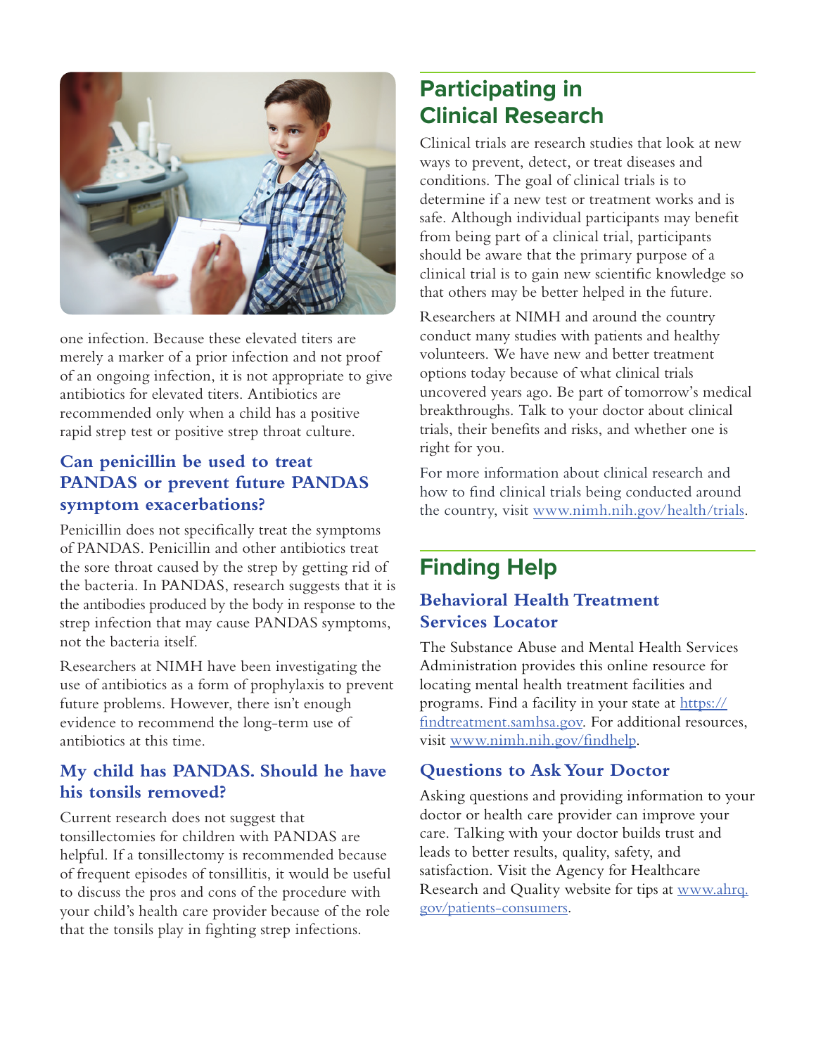one infection. Because these elevated titers are merely a marker of a prior infection and not proof of an ongoing infection, it is not appropriate to give antibiotics for elevated titers. Antibiotics are recommended only when a child has a positive rapid strep test or positive strep throat culture.

### Can penicillin be used to treat PANDAS or prevent future PANDAS symptom exacerbations?

Penicillin does not specifically treat the symptoms of PANDAS. Penicillin and other antibiotics treat the sore throat caused by the strep by getting rid of the bacteria. In PANDAS, research suggests that it is the antibodies produced by the body in response to the strep infection that may cause PANDAS symptoms, not the bacteria itself.

Researchers at NIMH have been investigating the use of antibiotics as a form of prophylaxis to prevent future problems. However, there isn't enough evidence to recommend the long-term use of antibiotics at this time.

### My child has PANDAS. Should he have his tonsils removed?

Current research does not suggest that tonsillectomies for children with PANDAS are helpful. If a tonsillectomy is recommended because of frequent episodes of tonsillitis, it would be useful to discuss the pros and cons of the procedure with your child's health care provider because of the role that the tonsils play in fighting strep infections.

## Participating in Clinical Research

Clinical trials are research studies that look at new ways to prevent, detect, or treat diseases and conditions. The goal of clinical trials is to determine if a new test or treatment works and is safe. Although individual participants may benefit from being part of a clinical trial, participants should be aware that the primary purpose of a clinical trial is to gain new scientific knowledge so that others may be better helped in the future.

Researchers at NIMH and around the country conduct many studies with patients and healthy volunteers. We have new and better treatment options today because of what clinical trials uncovered years ago. Be part of tomorrow's medical breakthroughs. Talk to your doctor about clinical trials, their benefits and risks, and whether one is right for you.

For more information about clinical research and how to find clinical trials being conducted around the country, visit www.nimh.nih.gov/health/trials.

## Finding Help

### Behavioral Health Treatment Services Locator

The Substance Abuse and Mental Health Services Administration provides this online resource for locating mental health treatment facilities and programs. Find a facility in your state at https://findtreatment.samhsa.gov. For additional resources, visit www.nimh.nih.gov/findhelp.

### Questions to Ask Your Doctor

Asking questions and providing information to your doctor or health care provider can improve your care. Talking with your doctor builds trust and leads to better results, quality, safety, and satisfaction. Visit the Agency for Healthcare Research and Quality website for tips at www.ahrq.gov/patients-consumers.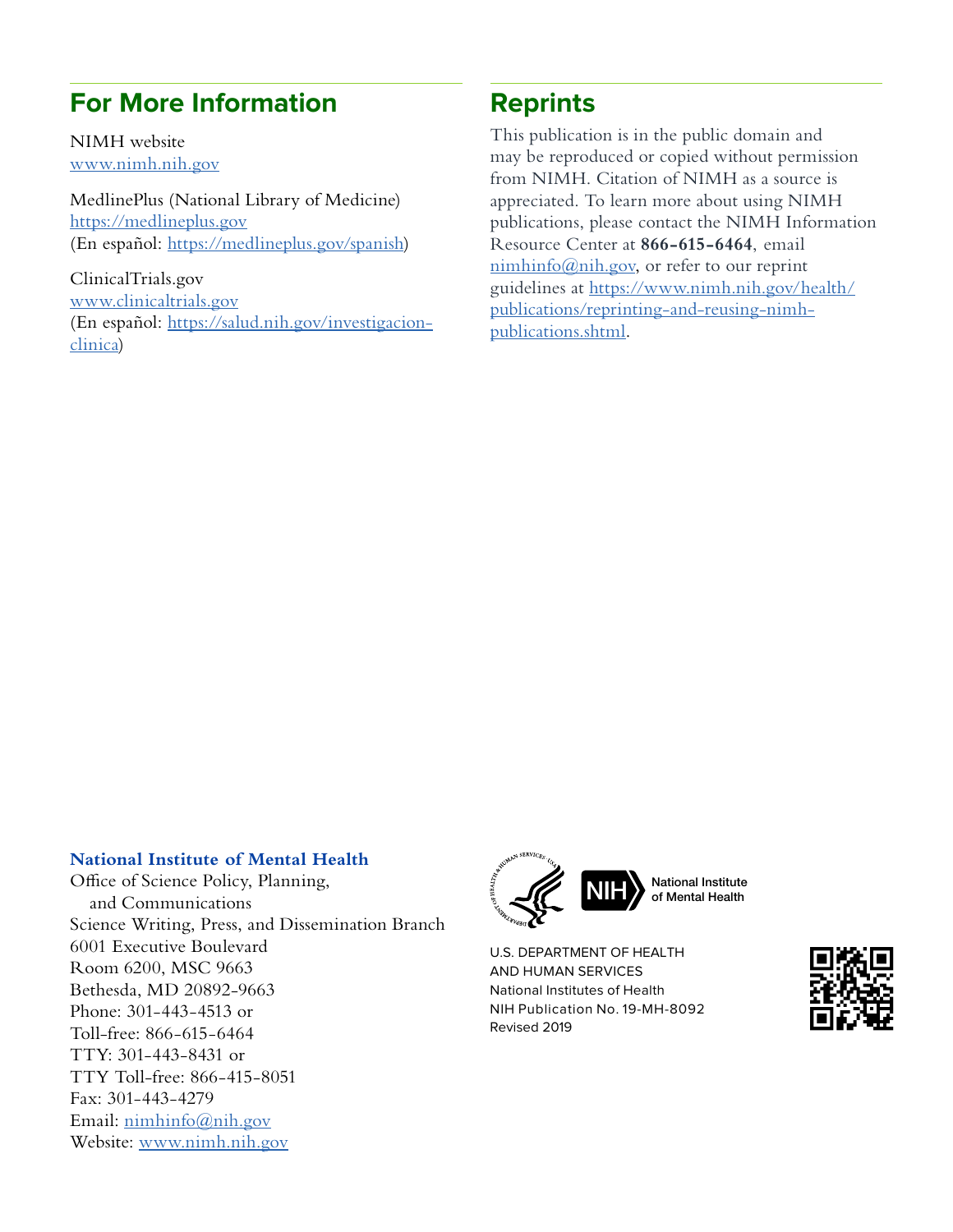## For More Information

NIMH website
www.nimh.nih.gov

MedlinePlus (National Library of Medicine)
https://medlineplus.gov
(En español: https://medlineplus.gov/spanish)

ClinicalTrials.gov
www.clinicaltrials.gov
(En español: https://salud.nih.gov/investigacion-clinica)

## Reprints

This publication is in the public domain and may be reproduced or copied without permission from NIMH. Citation of NIMH as a source is appreciated. To learn more about using NIMH publications, please contact the NIMH Information Resource Center at **866-615-6464**, email nimhinfo@nih.gov, or refer to our reprint guidelines at https://www.nimh.nih.gov/health/publications/reprinting-and-reusing-nimh-publications.shtml.

**National Institute of Mental Health**
Office of Science Policy, Planning, and Communications
Science Writing, Press, and Dissemination Branch
6001 Executive Boulevard
Room 6200, MSC 9663
Bethesda, MD 20892-9663
Phone: 301-443-4513 or
Toll-free: 866-615-6464
TTY: 301-443-8431 or
TTY Toll-free: 866-415-8051
Fax: 301-443-4279
Email: nimhinfo@nih.gov
Website: www.nimh.nih.gov

NIH National Institute of Mental Health

U.S. DEPARTMENT OF HEALTH AND HUMAN SERVICES
National Institutes of Health
NIH Publication No. 19-MH-8092
Revised 2019